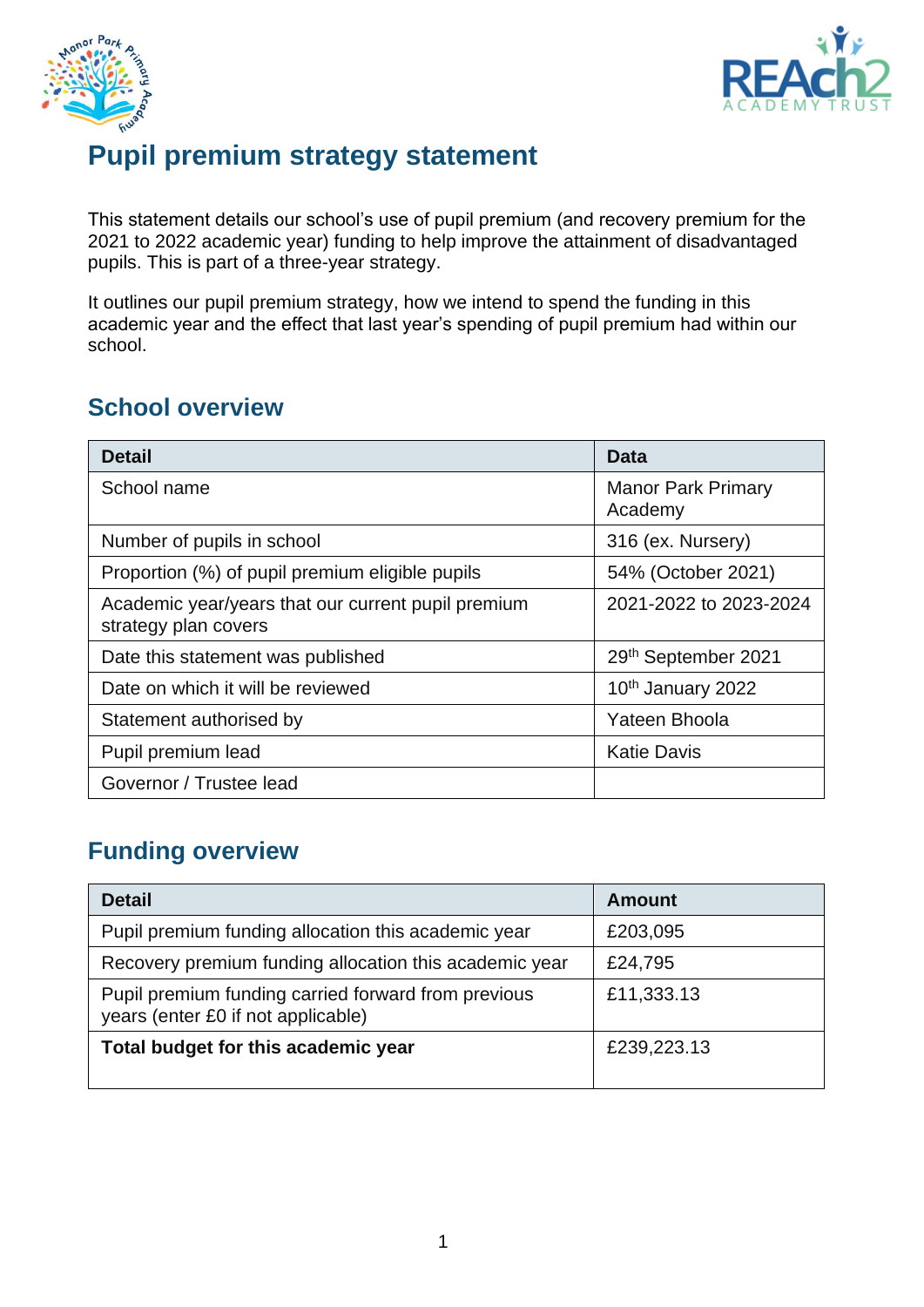# Pupil premium strategy statement

This statement details our school's use of pupil premium (and recovery premium for the 2021 to 2022 academic year) funding to help improve the attainment of disadvantaged pupils. This is part of a three-year strategy.

It outlines our pupil premium strategy, how we intend to spend the funding in this academic year and the effect that last year's spending of pupil premium had within our school.

## School overview

| Detail | Data |
|---|---|
| School name | Manor Park Primary Academy |
| Number of pupils in school | 316 (ex. Nursery) |
| Proportion (%) of pupil premium eligible pupils | 54% (October 2021) |
| Academic year/years that our current pupil premium strategy plan covers | 2021-2022 to 2023-2024 |
| Date this statement was published | 29th September 2021 |
| Date on which it will be reviewed | 10th January 2022 |
| Statement authorised by | Yateen Bhoola |
| Pupil premium lead | Katie Davis |
| Governor / Trustee lead | |

## Funding overview

| Detail | Amount |
|---|---|
| Pupil premium funding allocation this academic year | £203,095 |
| Recovery premium funding allocation this academic year | £24,795 |
| Pupil premium funding carried forward from previous years (enter £0 if not applicable) | £11,333.13 |
| **Total budget for this academic year** | £239,223.13 |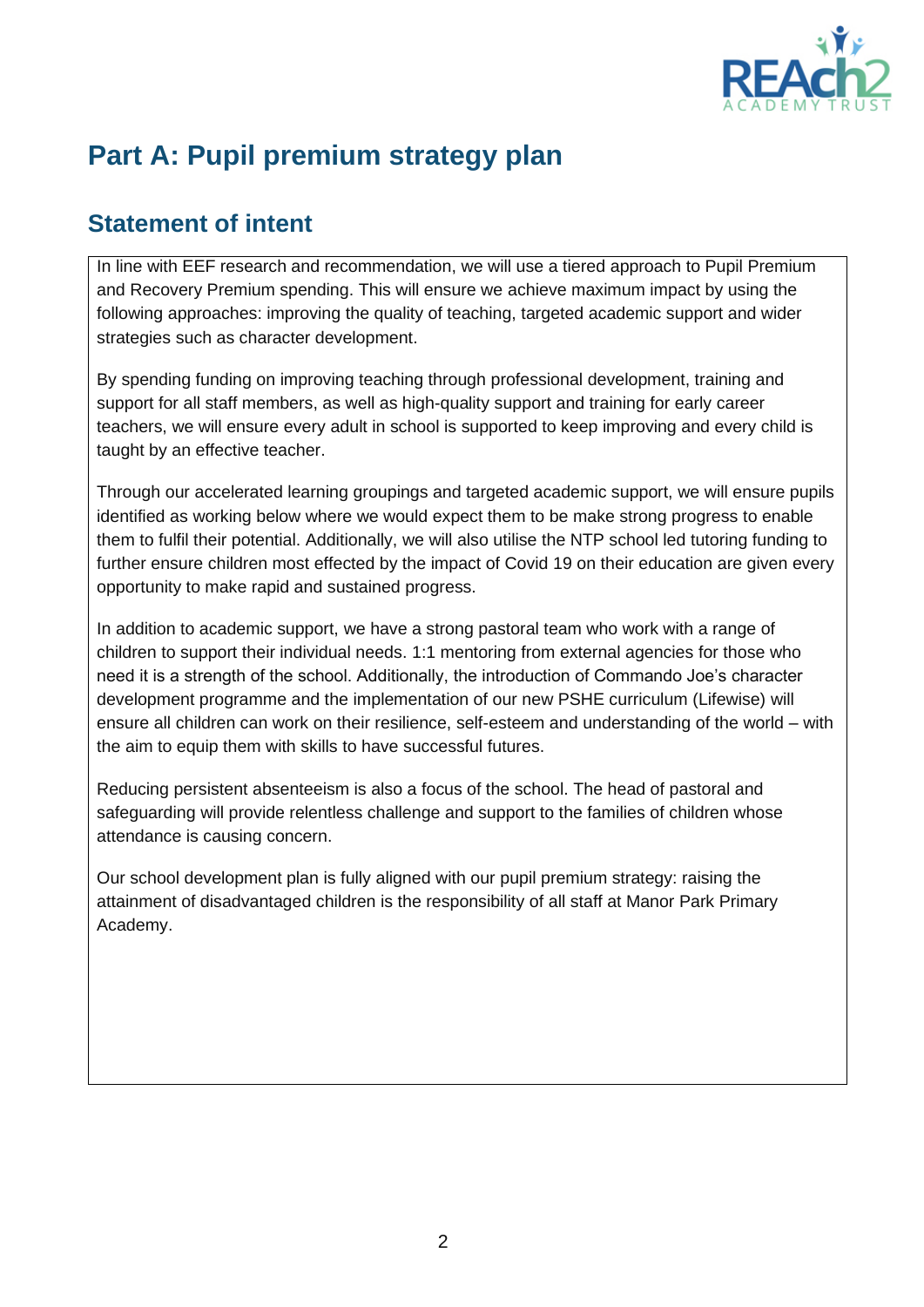# Part A: Pupil premium strategy plan

## Statement of intent

In line with EEF research and recommendation, we will use a tiered approach to Pupil Premium and Recovery Premium spending. This will ensure we achieve maximum impact by using the following approaches: improving the quality of teaching, targeted academic support and wider strategies such as character development.

By spending funding on improving teaching through professional development, training and support for all staff members, as well as high-quality support and training for early career teachers, we will ensure every adult in school is supported to keep improving and every child is taught by an effective teacher.

Through our accelerated learning groupings and targeted academic support, we will ensure pupils identified as working below where we would expect them to be make strong progress to enable them to fulfil their potential. Additionally, we will also utilise the NTP school led tutoring funding to further ensure children most effected by the impact of Covid 19 on their education are given every opportunity to make rapid and sustained progress.

In addition to academic support, we have a strong pastoral team who work with a range of children to support their individual needs. 1:1 mentoring from external agencies for those who need it is a strength of the school. Additionally, the introduction of Commando Joe's character development programme and the implementation of our new PSHE curriculum (Lifewise) will ensure all children can work on their resilience, self-esteem and understanding of the world – with the aim to equip them with skills to have successful futures.

Reducing persistent absenteeism is also a focus of the school. The head of pastoral and safeguarding will provide relentless challenge and support to the families of children whose attendance is causing concern.

Our school development plan is fully aligned with our pupil premium strategy: raising the attainment of disadvantaged children is the responsibility of all staff at Manor Park Primary Academy.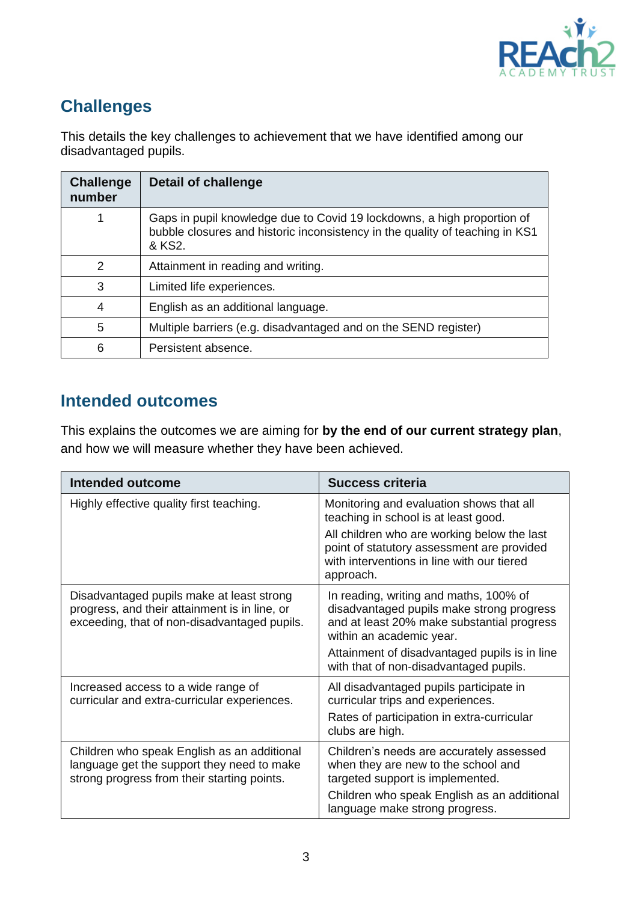## Challenges

This details the key challenges to achievement that we have identified among our disadvantaged pupils.

| Challenge number | Detail of challenge |
|---|---|
| 1 | Gaps in pupil knowledge due to Covid 19 lockdowns, a high proportion of bubble closures and historic inconsistency in the quality of teaching in KS1 & KS2. |
| 2 | Attainment in reading and writing. |
| 3 | Limited life experiences. |
| 4 | English as an additional language. |
| 5 | Multiple barriers (e.g. disadvantaged and on the SEND register) |
| 6 | Persistent absence. |

## Intended outcomes

This explains the outcomes we are aiming for **by the end of our current strategy plan**, and how we will measure whether they have been achieved.

| Intended outcome | Success criteria |
|---|---|
| Highly effective quality first teaching. | Monitoring and evaluation shows that all teaching in school is at least good.<br><br>All children who are working below the last point of statutory assessment are provided with interventions in line with our tiered approach. |
| Disadvantaged pupils make at least strong progress, and their attainment is in line, or exceeding, that of non-disadvantaged pupils. | In reading, writing and maths, 100% of disadvantaged pupils make strong progress and at least 20% make substantial progress within an academic year.<br><br>Attainment of disadvantaged pupils is in line with that of non-disadvantaged pupils. |
| Increased access to a wide range of curricular and extra-curricular experiences. | All disadvantaged pupils participate in curricular trips and experiences.<br><br>Rates of participation in extra-curricular clubs are high. |
| Children who speak English as an additional language get the support they need to make strong progress from their starting points. | Children's needs are accurately assessed when they are new to the school and targeted support is implemented.<br><br>Children who speak English as an additional language make strong progress. |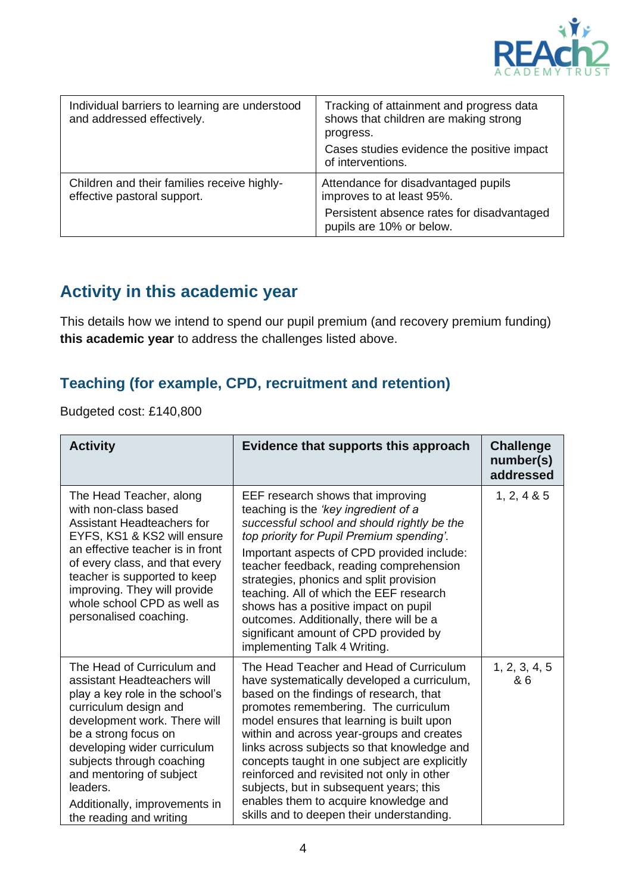| | |
|---|---|
| Individual barriers to learning are understood and addressed effectively. | Tracking of attainment and progress data shows that children are making strong progress.<br>Cases studies evidence the positive impact of interventions. |
| Children and their families receive highly-effective pastoral support. | Attendance for disadvantaged pupils improves to at least 95%.<br>Persistent absence rates for disadvantaged pupils are 10% or below. |

## Activity in this academic year

This details how we intend to spend our pupil premium (and recovery premium funding) **this academic year** to address the challenges listed above.

### Teaching (for example, CPD, recruitment and retention)

Budgeted cost: £140,800

| Activity | Evidence that supports this approach | Challenge number(s) addressed |
|---|---|---|
| The Head Teacher, along with non-class based Assistant Headteachers for EYFS, KS1 & KS2 will ensure an effective teacher is in front of every class, and that every teacher is supported to keep improving. They will provide whole school CPD as well as personalised coaching. | EEF research shows that improving teaching is the *'key ingredient of a successful school and should rightly be the top priority for Pupil Premium spending'*.<br>Important aspects of CPD provided include: teacher feedback, reading comprehension strategies, phonics and split provision teaching. All of which the EEF research shows has a positive impact on pupil outcomes. Additionally, there will be a significant amount of CPD provided by implementing Talk 4 Writing. | 1, 2, 4 & 5 |
| The Head of Curriculum and assistant Headteachers will play a key role in the school's curriculum design and development work. There will be a strong focus on developing wider curriculum subjects through coaching and mentoring of subject leaders.<br>Additionally, improvements in the reading and writing | The Head Teacher and Head of Curriculum have systematically developed a curriculum, based on the findings of research, that promotes remembering. The curriculum model ensures that learning is built upon within and across year-groups and creates links across subjects so that knowledge and concepts taught in one subject are explicitly reinforced and revisited not only in other subjects, but in subsequent years; this enables them to acquire knowledge and skills and to deepen their understanding. | 1, 2, 3, 4, 5 & 6 |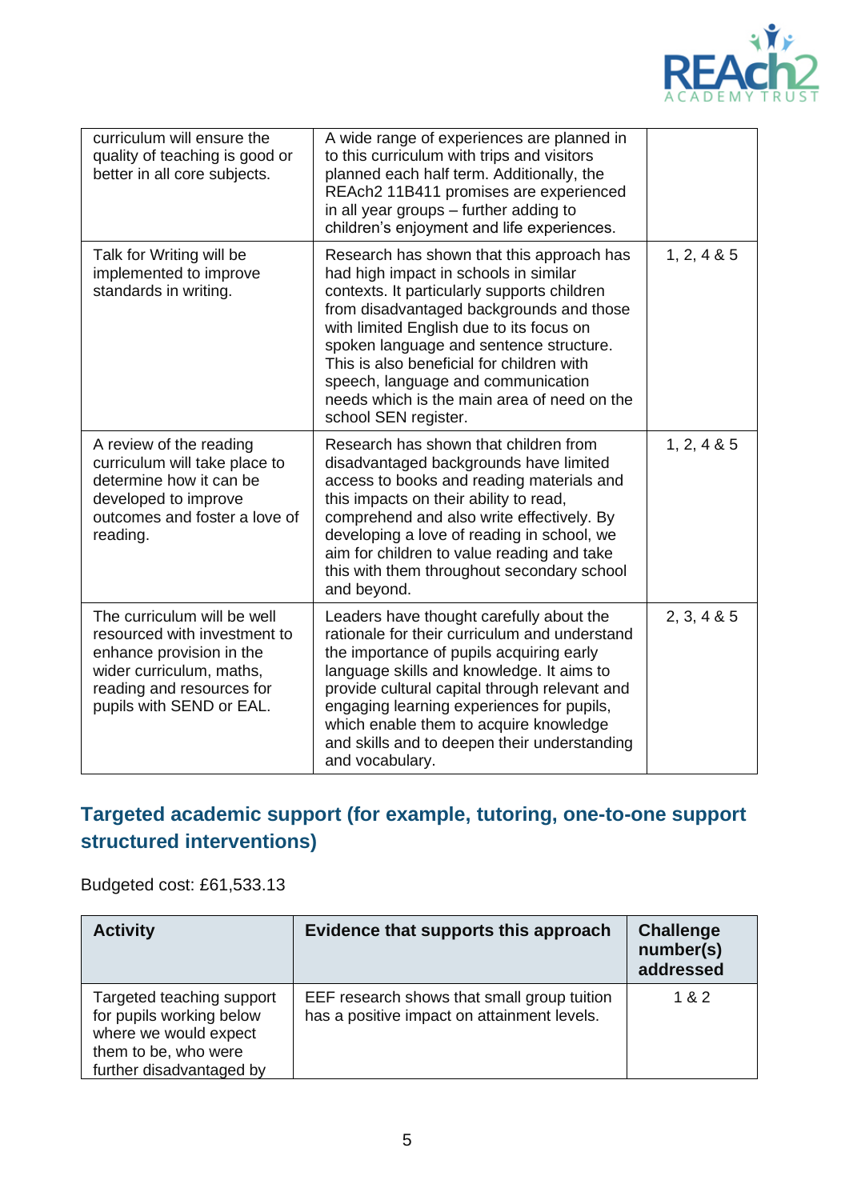| | | |
|---|---|---|
| curriculum will ensure the quality of teaching is good or better in all core subjects. | A wide range of experiences are planned in to this curriculum with trips and visitors planned each half term. Additionally, the REAch2 11B411 promises are experienced in all year groups – further adding to children's enjoyment and life experiences. | |
| Talk for Writing will be implemented to improve standards in writing. | Research has shown that this approach has had high impact in schools in similar contexts. It particularly supports children from disadvantaged backgrounds and those with limited English due to its focus on spoken language and sentence structure. This is also beneficial for children with speech, language and communication needs which is the main area of need on the school SEN register. | 1, 2, 4 & 5 |
| A review of the reading curriculum will take place to determine how it can be developed to improve outcomes and foster a love of reading. | Research has shown that children from disadvantaged backgrounds have limited access to books and reading materials and this impacts on their ability to read, comprehend and also write effectively. By developing a love of reading in school, we aim for children to value reading and take this with them throughout secondary school and beyond. | 1, 2, 4 & 5 |
| The curriculum will be well resourced with investment to enhance provision in the wider curriculum, maths, reading and resources for pupils with SEND or EAL. | Leaders have thought carefully about the rationale for their curriculum and understand the importance of pupils acquiring early language skills and knowledge. It aims to provide cultural capital through relevant and engaging learning experiences for pupils, which enable them to acquire knowledge and skills and to deepen their understanding and vocabulary. | 2, 3, 4 & 5 |

## Targeted academic support (for example, tutoring, one-to-one support structured interventions)

Budgeted cost: £61,533.13

| Activity | Evidence that supports this approach | Challenge number(s) addressed |
|---|---|---|
| Targeted teaching support for pupils working below where we would expect them to be, who were further disadvantaged by | EEF research shows that small group tuition has a positive impact on attainment levels. | 1 & 2 |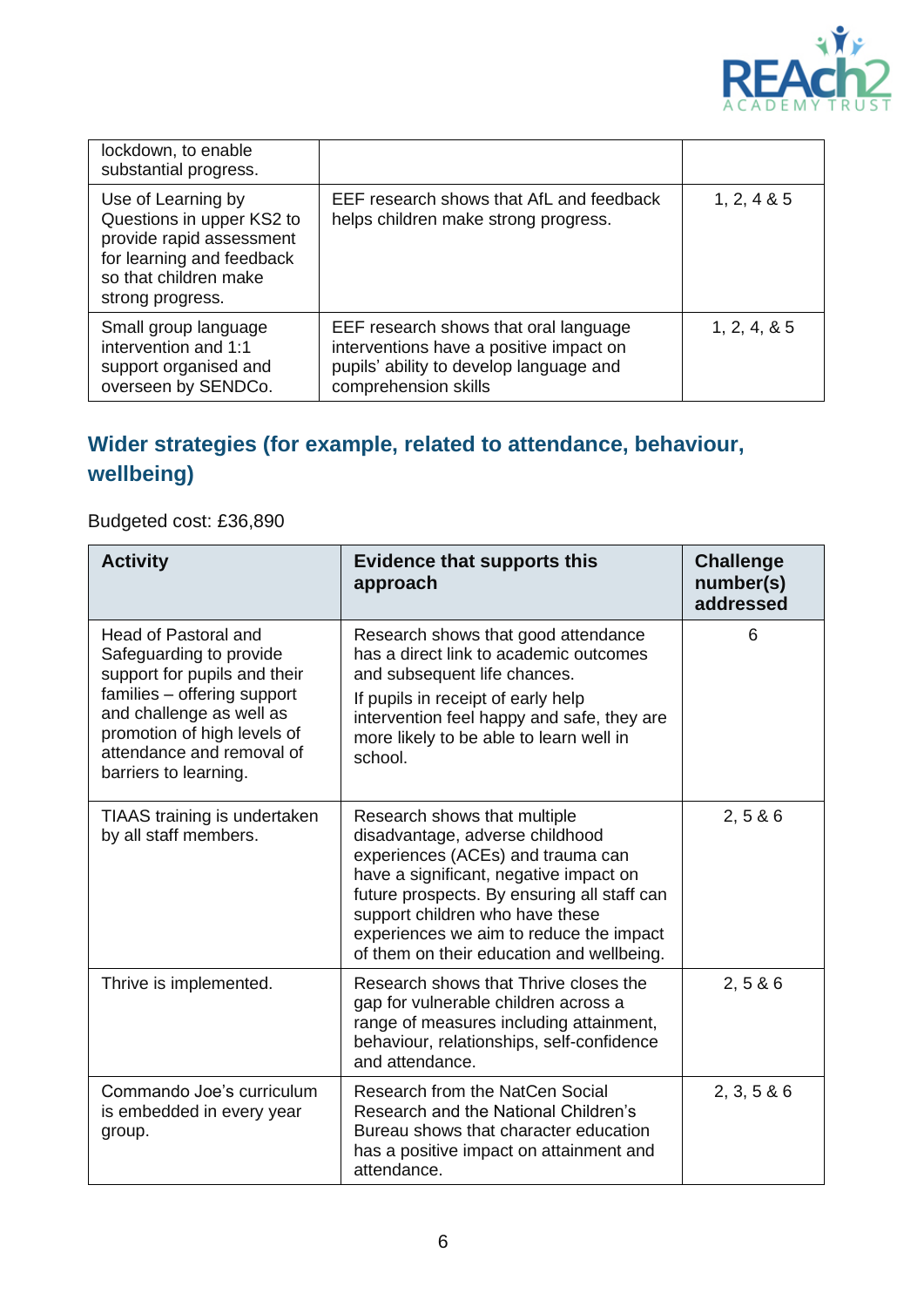| | | |
|---|---|---|
| lockdown, to enable substantial progress. | | |
| Use of Learning by Questions in upper KS2 to provide rapid assessment for learning and feedback so that children make strong progress. | EEF research shows that AfL and feedback helps children make strong progress. | 1, 2, 4 & 5 |
| Small group language intervention and 1:1 support organised and overseen by SENDCo. | EEF research shows that oral language interventions have a positive impact on pupils' ability to develop language and comprehension skills | 1, 2, 4, & 5 |

## Wider strategies (for example, related to attendance, behaviour, wellbeing)

Budgeted cost: £36,890

| Activity | Evidence that supports this approach | Challenge number(s) addressed |
|---|---|---|
| Head of Pastoral and Safeguarding to provide support for pupils and their families – offering support and challenge as well as promotion of high levels of attendance and removal of barriers to learning. | Research shows that good attendance has a direct link to academic outcomes and subsequent life chances.<br>If pupils in receipt of early help intervention feel happy and safe, they are more likely to be able to learn well in school. | 6 |
| TIAAS training is undertaken by all staff members. | Research shows that multiple disadvantage, adverse childhood experiences (ACEs) and trauma can have a significant, negative impact on future prospects. By ensuring all staff can support children who have these experiences we aim to reduce the impact of them on their education and wellbeing. | 2, 5 & 6 |
| Thrive is implemented. | Research shows that Thrive closes the gap for vulnerable children across a range of measures including attainment, behaviour, relationships, self-confidence and attendance. | 2, 5 & 6 |
| Commando Joe's curriculum is embedded in every year group. | Research from the NatCen Social Research and the National Children's Bureau shows that character education has a positive impact on attainment and attendance. | 2, 3, 5 & 6 |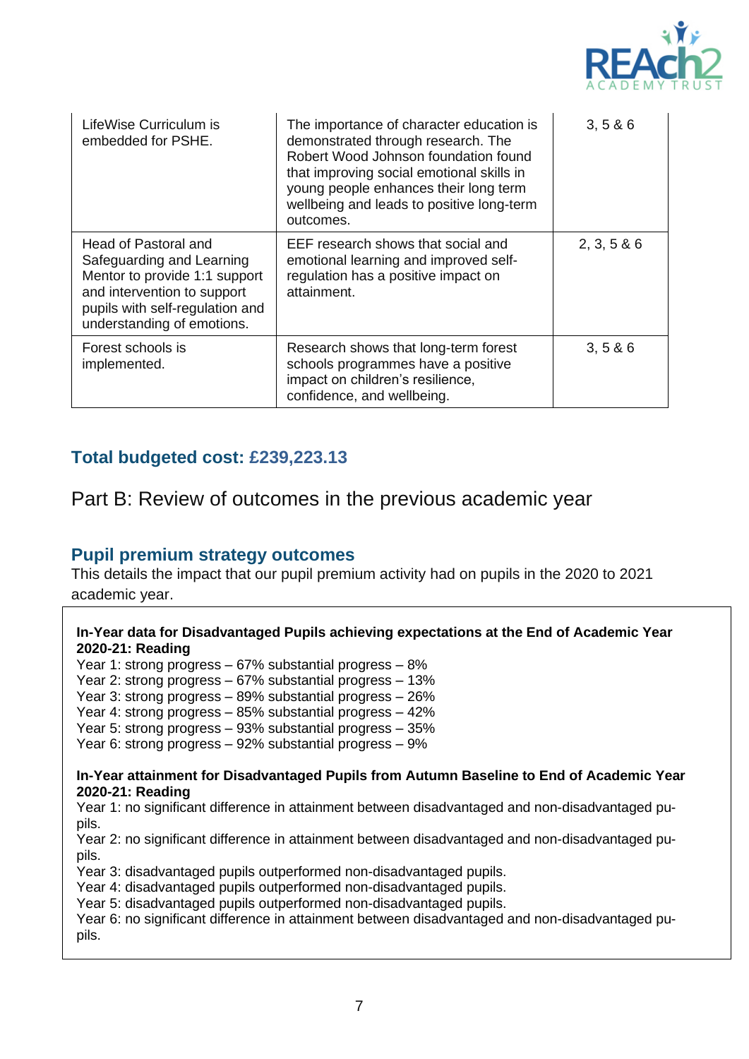| | | |
|---|---|---|
| LifeWise Curriculum is embedded for PSHE. | The importance of character education is demonstrated through research. The Robert Wood Johnson foundation found that improving social emotional skills in young people enhances their long term wellbeing and leads to positive long-term outcomes. | 3, 5 & 6 |
| Head of Pastoral and Safeguarding and Learning Mentor to provide 1:1 support and intervention to support pupils with self-regulation and understanding of emotions. | EEF research shows that social and emotional learning and improved self-regulation has a positive impact on attainment. | 2, 3, 5 & 6 |
| Forest schools is implemented. | Research shows that long-term forest schools programmes have a positive impact on children's resilience, confidence, and wellbeing. | 3, 5 & 6 |

## Total budgeted cost: £239,223.13

# Part B: Review of outcomes in the previous academic year

## Pupil premium strategy outcomes

This details the impact that our pupil premium activity had on pupils in the 2020 to 2021 academic year.

**In-Year data for Disadvantaged Pupils achieving expectations at the End of Academic Year 2020-21: Reading**

Year 1: strong progress – 67% substantial progress – 8%
Year 2: strong progress – 67% substantial progress – 13%
Year 3: strong progress – 89% substantial progress – 26%
Year 4: strong progress – 85% substantial progress – 42%
Year 5: strong progress – 93% substantial progress – 35%
Year 6: strong progress – 92% substantial progress – 9%

**In-Year attainment for Disadvantaged Pupils from Autumn Baseline to End of Academic Year 2020-21: Reading**

Year 1: no significant difference in attainment between disadvantaged and non-disadvantaged pupils.
Year 2: no significant difference in attainment between disadvantaged and non-disadvantaged pupils.
Year 3: disadvantaged pupils outperformed non-disadvantaged pupils.
Year 4: disadvantaged pupils outperformed non-disadvantaged pupils.
Year 5: disadvantaged pupils outperformed non-disadvantaged pupils.
Year 6: no significant difference in attainment between disadvantaged and non-disadvantaged pupils.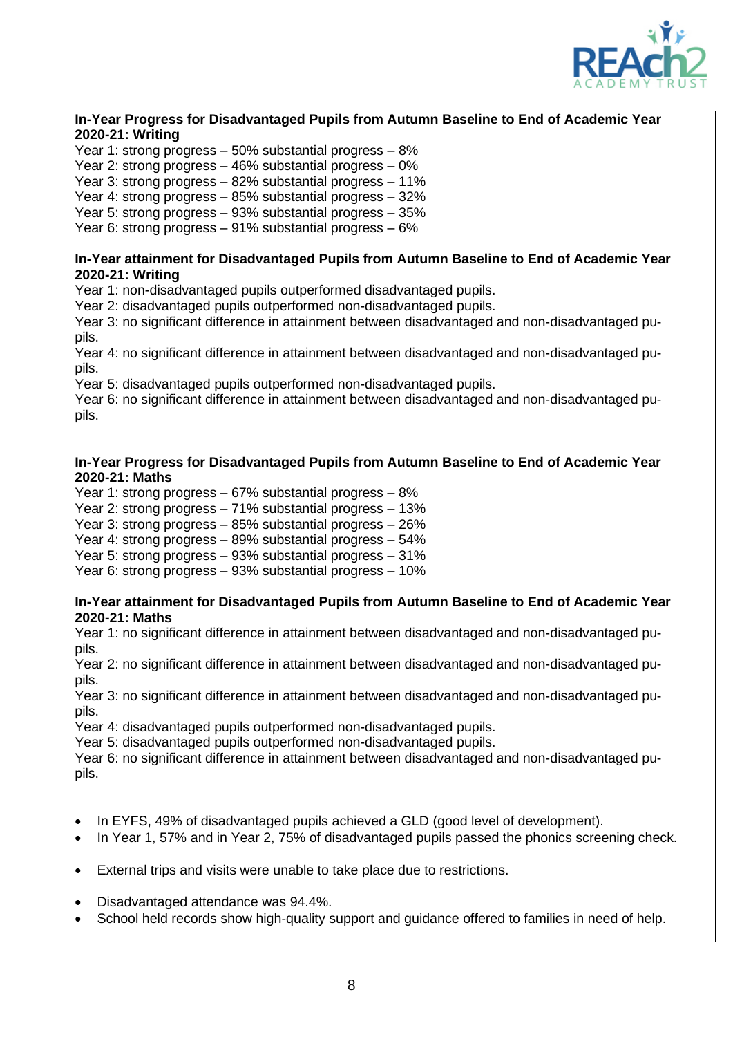**In-Year Progress for Disadvantaged Pupils from Autumn Baseline to End of Academic Year 2020-21: Writing**

Year 1: strong progress – 50% substantial progress – 8%
Year 2: strong progress – 46% substantial progress – 0%
Year 3: strong progress – 82% substantial progress – 11%
Year 4: strong progress – 85% substantial progress – 32%
Year 5: strong progress – 93% substantial progress – 35%
Year 6: strong progress – 91% substantial progress – 6%

**In-Year attainment for Disadvantaged Pupils from Autumn Baseline to End of Academic Year 2020-21: Writing**

Year 1: non-disadvantaged pupils outperformed disadvantaged pupils.
Year 2: disadvantaged pupils outperformed non-disadvantaged pupils.
Year 3: no significant difference in attainment between disadvantaged and non-disadvantaged pupils.
Year 4: no significant difference in attainment between disadvantaged and non-disadvantaged pupils.
Year 5: disadvantaged pupils outperformed non-disadvantaged pupils.
Year 6: no significant difference in attainment between disadvantaged and non-disadvantaged pupils.

**In-Year Progress for Disadvantaged Pupils from Autumn Baseline to End of Academic Year 2020-21: Maths**

Year 1: strong progress – 67% substantial progress – 8%
Year 2: strong progress – 71% substantial progress – 13%
Year 3: strong progress – 85% substantial progress – 26%
Year 4: strong progress – 89% substantial progress – 54%
Year 5: strong progress – 93% substantial progress – 31%
Year 6: strong progress – 93% substantial progress – 10%

**In-Year attainment for Disadvantaged Pupils from Autumn Baseline to End of Academic Year 2020-21: Maths**

Year 1: no significant difference in attainment between disadvantaged and non-disadvantaged pupils.
Year 2: no significant difference in attainment between disadvantaged and non-disadvantaged pupils.
Year 3: no significant difference in attainment between disadvantaged and non-disadvantaged pupils.
Year 4: disadvantaged pupils outperformed non-disadvantaged pupils.
Year 5: disadvantaged pupils outperformed non-disadvantaged pupils.
Year 6: no significant difference in attainment between disadvantaged and non-disadvantaged pupils.

- In EYFS, 49% of disadvantaged pupils achieved a GLD (good level of development).
- In Year 1, 57% and in Year 2, 75% of disadvantaged pupils passed the phonics screening check.
- External trips and visits were unable to take place due to restrictions.
- Disadvantaged attendance was 94.4%.
- School held records show high-quality support and guidance offered to families in need of help.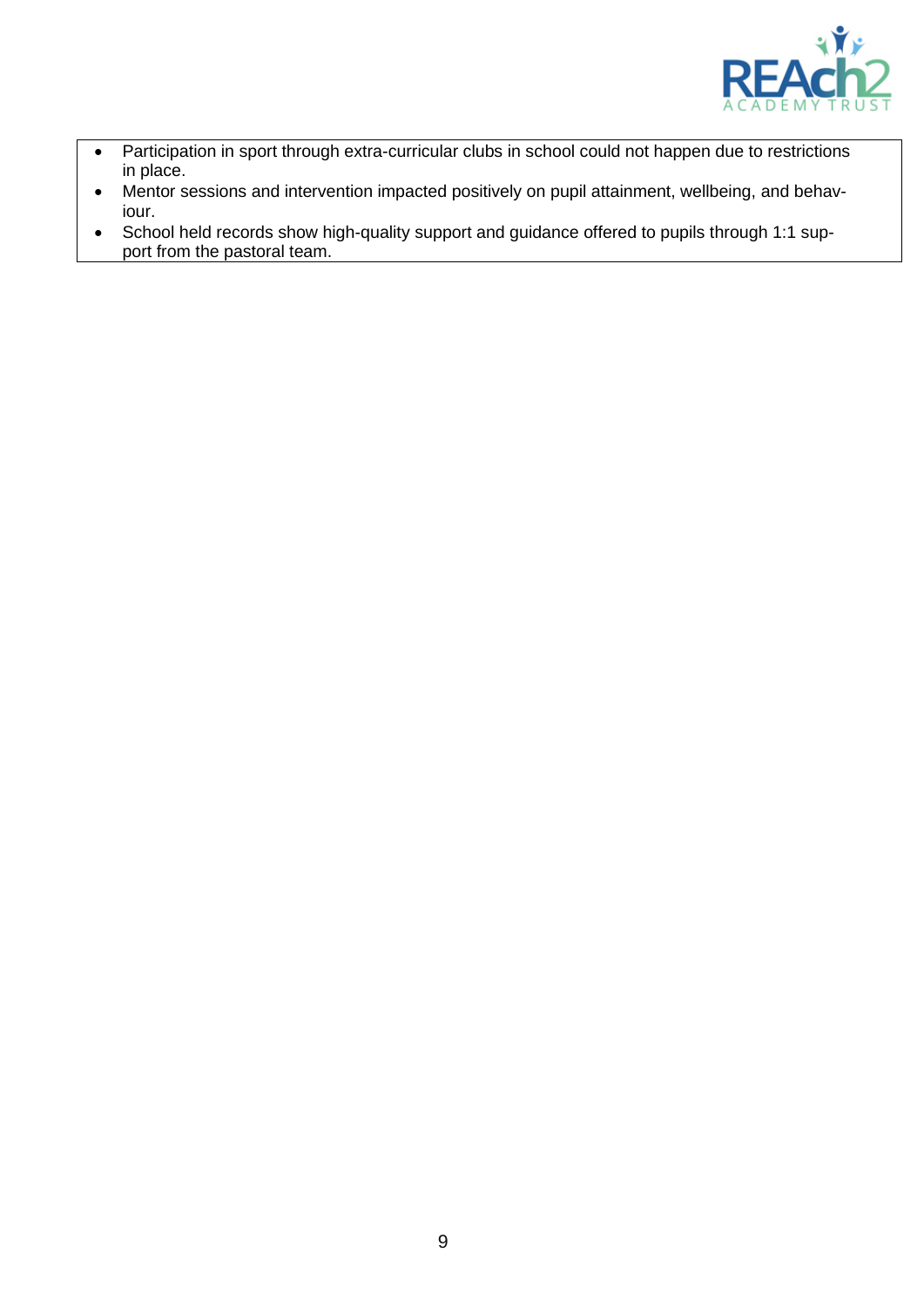- Participation in sport through extra-curricular clubs in school could not happen due to restrictions in place.
- Mentor sessions and intervention impacted positively on pupil attainment, wellbeing, and behaviour.
- School held records show high-quality support and guidance offered to pupils through 1:1 support from the pastoral team.